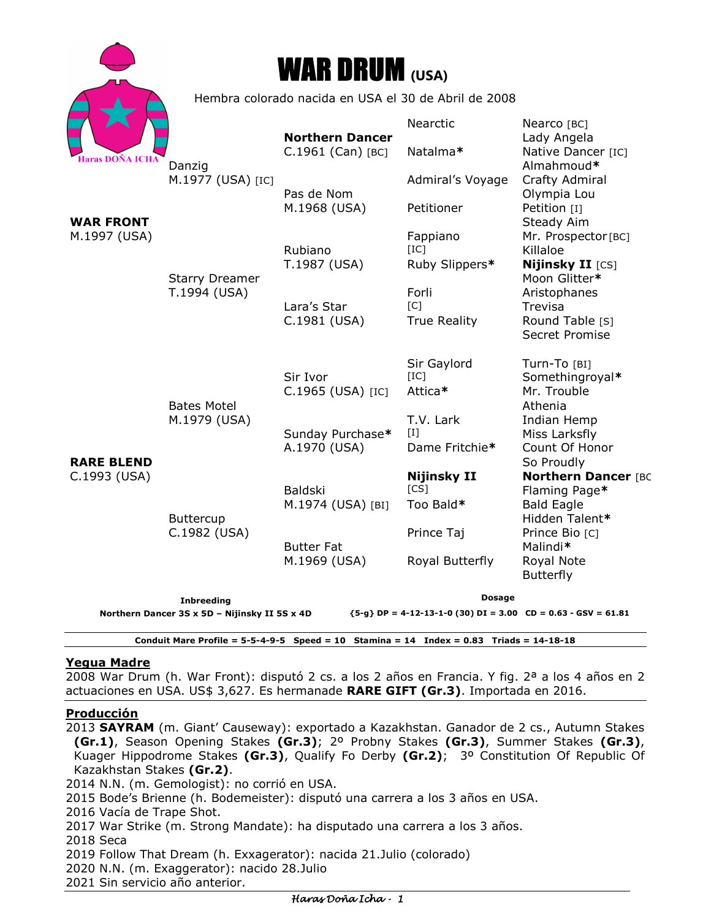# WAR DRUM (USA)

Hembra colorado nacida en USA el 30 de Abril de 2008

| | | | |
|---|---|---|---|
| **WAR FRONT** M.1997 (USA) | Danzig M.1977 (USA) [IC] | **Northern Dancer** C.1961 (Can) [BC] | Nearctic | Nearco [BC] |
| | | | | Lady Angela |
| | | | Natalma* | Native Dancer [IC] |
| | | | | Almahmoud* |
| | | Pas de Nom M.1968 (USA) | Admiral's Voyage | Crafty Admiral |
| | | | | Olympia Lou |
| | | | Petitioner | Petition [I] |
| | | | | Steady Aim |
| | Starry Dreamer T.1994 (USA) | Rubiano T.1987 (USA) | Fappiano [IC] | Mr. Prospector [BC] |
| | | | | Killaloe |
| | | | Ruby Slippers* | **Nijinsky II** [CS] |
| | | | | Moon Glitter* |
| | | Lara's Star C.1981 (USA) | Forli [C] | Aristophanes |
| | | | | Trevisa |
| | | | True Reality | Round Table [S] |
| | | | | Secret Promise |
| **RARE BLEND** C.1993 (USA) | Bates Motel M.1979 (USA) | Sir Ivor C.1965 (USA) [IC] | Sir Gaylord [IC] | Turn-To [BI] |
| | | | | Somethingroyal* |
| | | | Attica* | Mr. Trouble |
| | | | | Athenia |
| | | Sunday Purchase* A.1970 (USA) | T.V. Lark [I] | Indian Hemp |
| | | | | Miss Larksfly |
| | | | Dame Fritchie* | Count Of Honor |
| | | | | So Proudly |
| | Buttercup C.1982 (USA) | Baldski M.1974 (USA) [BI] | **Nijinsky II** [CS] | **Northern Dancer** [BC |
| | | | | Flaming Page* |
| | | | Too Bald* | Bald Eagle |
| | | | | Hidden Talent* |
| | | Butter Fat M.1969 (USA) | Prince Taj | Prince Bio [C] |
| | | | | Malindi* |
| | | | Royal Butterfly | Royal Note |
| | | | | Butterfly |

**Inbreeding**
**Northern Dancer 3S x 5D – Nijinsky II 5S x 4D**

**Dosage**
**{5-g} DP = 4-12-13-1-0 (30) DI = 3.00 CD = 0.63 - GSV = 61.81**

**Conduit Mare Profile = 5-5-4-9-5 Speed = 10 Stamina = 14 Index = 0.83 Triads = 14-18-18**

## Yegua Madre

2008 War Drum (h. War Front): disputó 2 cs. a los 2 años en Francia. Y fig. 2ª a los 4 años en 2 actuaciones en USA. US$ 3,627. Es hermanade **RARE GIFT (Gr.3)**. Importada en 2016.

## Producción

2013 **SAYRAM** (m. Giant' Causeway): exportado a Kazakhstan. Ganador de 2 cs., Autumn Stakes **(Gr.1)**, Season Opening Stakes **(Gr.3)**; 2º Probny Stakes **(Gr.3)**, Summer Stakes **(Gr.3)**, Kuager Hippodrome Stakes **(Gr.3)**, Qualify Fo Derby **(Gr.2)**; 3º Constitution Of Republic Of Kazakhstan Stakes **(Gr.2)**.
2014 N.N. (m. Gemologist): no corrió en USA.
2015 Bode's Brienne (h. Bodemeister): disputó una carrera a los 3 años en USA.
2016 Vacía de Trape Shot.
2017 War Strike (m. Strong Mandate): ha disputado una carrera a los 3 años.
2018 Seca
2019 Follow That Dream (h. Exxagerator): nacida 21.Julio (colorado)
2020 N.N. (m. Exaggerator): nacido 28.Julio
2021 Sin servicio año anterior.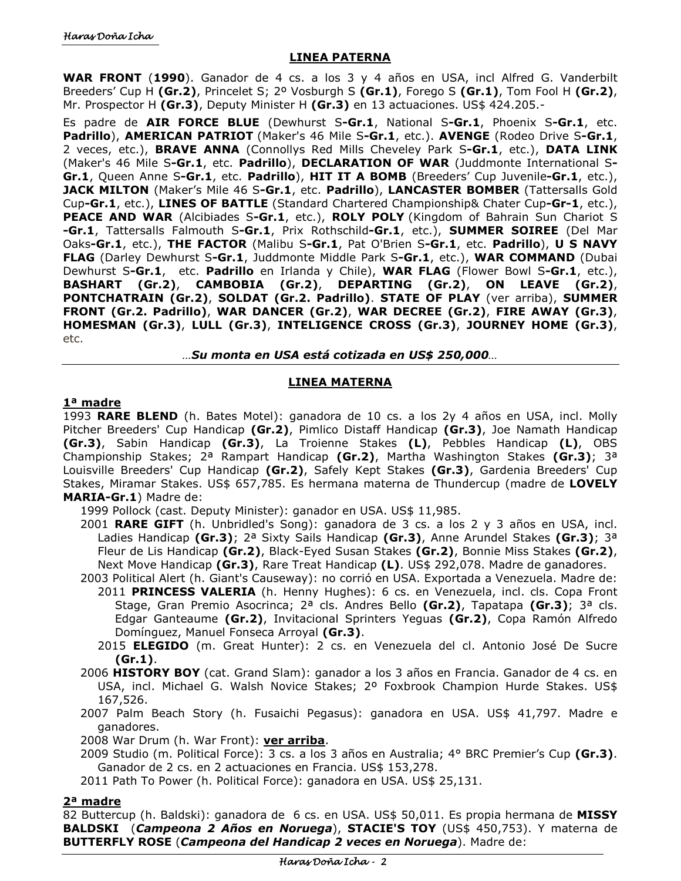## LINEA PATERNA

**WAR FRONT** (**1990**). Ganador de 4 cs. a los 3 y 4 años en USA, incl Alfred G. Vanderbilt Breeders' Cup H **(Gr.2)**, Princelet S; 2º Vosburgh S **(Gr.1)**, Forego S **(Gr.1)**, Tom Fool H **(Gr.2)**, Mr. Prospector H **(Gr.3)**, Deputy Minister H **(Gr.3)** en 13 actuaciones. US$ 424.205.-

Es padre de **AIR FORCE BLUE** (Dewhurst S**-Gr.1**, National S**-Gr.1**, Phoenix S**-Gr.1**, etc. **Padrillo**), **AMERICAN PATRIOT** (Maker's 46 Mile S**-Gr.1**, etc.). **AVENGE** (Rodeo Drive S**-Gr.1**, 2 veces, etc.), **BRAVE ANNA** (Connollys Red Mills Cheveley Park S**-Gr.1**, etc.), **DATA LINK** (Maker's 46 Mile S**-Gr.1**, etc. **Padrillo**), **DECLARATION OF WAR** (Juddmonte International S**-Gr.1**, Queen Anne S**-Gr.1**, etc. **Padrillo**), **HIT IT A BOMB** (Breeders' Cup Juvenile**-Gr.1**, etc.), **JACK MILTON** (Maker's Mile 46 S**-Gr.1**, etc. **Padrillo**), **LANCASTER BOMBER** (Tattersalls Gold Cup**-Gr.1**, etc.), **LINES OF BATTLE** (Standard Chartered Championship& Chater Cup**-Gr-1**, etc.), **PEACE AND WAR** (Alcibiades S**-Gr.1**, etc.), **ROLY POLY** (Kingdom of Bahrain Sun Chariot S **-Gr.1**, Tattersalls Falmouth S**-Gr.1**, Prix Rothschild**-Gr.1**, etc.), **SUMMER SOIREE** (Del Mar Oaks**-Gr.1**, etc.), **THE FACTOR** (Malibu S**-Gr.1**, Pat O'Brien S**-Gr.1**, etc. **Padrillo**), **U S NAVY FLAG** (Darley Dewhurst S**-Gr.1**, Juddmonte Middle Park S**-Gr.1**, etc.), **WAR COMMAND** (Dubai Dewhurst S**-Gr.1**, etc. **Padrillo** en Irlanda y Chile), **WAR FLAG** (Flower Bowl S**-Gr.1**, etc.), **BASHART (Gr.2)**, **CAMBOBIA (Gr.2)**, **DEPARTING (Gr.2)**, **ON LEAVE (Gr.2)**, **PONTCHATRAIN (Gr.2)**, **SOLDAT (Gr.2. Padrillo)**. **STATE OF PLAY** (ver arriba), **SUMMER FRONT (Gr.2. Padrillo)**, **WAR DANCER (Gr.2)**, **WAR DECREE (Gr.2)**, **FIRE AWAY (Gr.3)**, **HOMESMAN (Gr.3)**, **LULL (Gr.3)**, **INTELIGENCE CROSS (Gr.3)**, **JOURNEY HOME (Gr.3)**, etc.

*…**Su monta en USA está cotizada en US$ 250,000**…*

## LINEA MATERNA

**1ª madre**

1993 **RARE BLEND** (h. Bates Motel): ganadora de 10 cs. a los 2y 4 años en USA, incl. Molly Pitcher Breeders' Cup Handicap **(Gr.2)**, Pimlico Distaff Handicap **(Gr.3)**, Joe Namath Handicap **(Gr.3)**, Sabin Handicap **(Gr.3)**, La Troienne Stakes **(L)**, Pebbles Handicap **(L)**, OBS Championship Stakes; 2ª Rampart Handicap **(Gr.2)**, Martha Washington Stakes **(Gr.3)**; 3ª Louisville Breeders' Cup Handicap **(Gr.2)**, Safely Kept Stakes **(Gr.3)**, Gardenia Breeders' Cup Stakes, Miramar Stakes. US$ 657,785. Es hermana materna de Thundercup (madre de **LOVELY MARIA-Gr.1**) Madre de:

- 1999 Pollock (cast. Deputy Minister): ganador en USA. US$ 11,985.
- 2001 **RARE GIFT** (h. Unbridled's Song): ganadora de 3 cs. a los 2 y 3 años en USA, incl. Ladies Handicap **(Gr.3)**; 2ª Sixty Sails Handicap **(Gr.3)**, Anne Arundel Stakes **(Gr.3)**; 3ª Fleur de Lis Handicap **(Gr.2)**, Black-Eyed Susan Stakes **(Gr.2)**, Bonnie Miss Stakes **(Gr.2)**, Next Move Handicap **(Gr.3)**, Rare Treat Handicap **(L)**. US$ 292,078. Madre de ganadores.
- 2003 Political Alert (h. Giant's Causeway): no corrió en USA. Exportada a Venezuela. Madre de:
  - 2011 **PRINCESS VALERIA** (h. Henny Hughes): 6 cs. en Venezuela, incl. cls. Copa Front Stage, Gran Premio Asocrinca; 2ª cls. Andres Bello **(Gr.2)**, Tapatapa **(Gr.3)**; 3ª cls. Edgar Ganteaume **(Gr.2)**, Invitacional Sprinters Yeguas **(Gr.2)**, Copa Ramón Alfredo Domínguez, Manuel Fonseca Arroyal **(Gr.3)**.
  - 2015 **ELEGIDO** (m. Great Hunter): 2 cs. en Venezuela del cl. Antonio José De Sucre **(Gr.1)**.
- 2006 **HISTORY BOY** (cat. Grand Slam): ganador a los 3 años en Francia. Ganador de 4 cs. en USA, incl. Michael G. Walsh Novice Stakes; 2º Foxbrook Champion Hurde Stakes. US$ 167,526.
- 2007 Palm Beach Story (h. Fusaichi Pegasus): ganadora en USA. US$ 41,797. Madre e ganadores.
- 2008 War Drum (h. War Front): **<u>ver arriba</u>**.
- 2009 Studio (m. Political Force): 3 cs. a los 3 años en Australia; 4° BRC Premier's Cup **(Gr.3)**. Ganador de 2 cs. en 2 actuaciones en Francia. US$ 153,278.
- 2011 Path To Power (h. Political Force): ganadora en USA. US$ 25,131.

**2ª madre**

82 Buttercup (h. Baldski): ganadora de 6 cs. en USA. US$ 50,011. Es propia hermana de **MISSY BALDSKI** (***Campeona 2 Años en Noruega***), **STACIE'S TOY** (US$ 450,753). Y materna de **BUTTERFLY ROSE** (***Campeona del Handicap 2 veces en Noruega***). Madre de: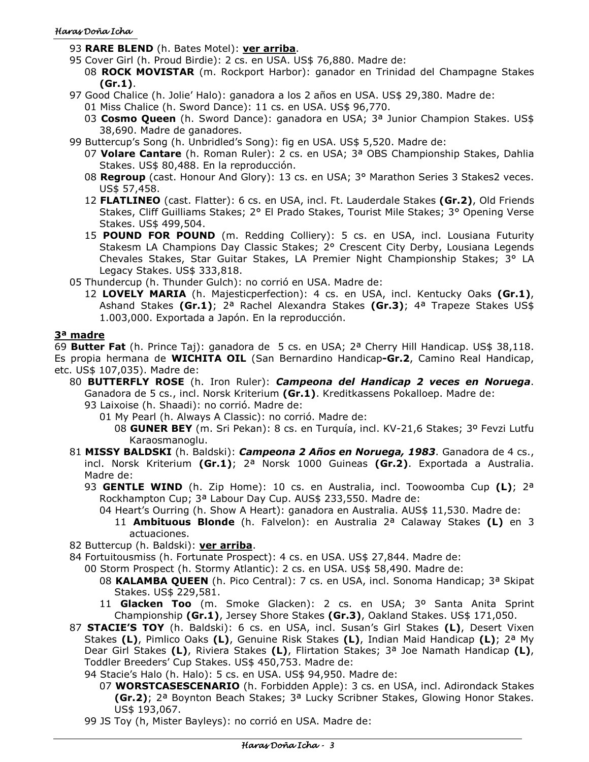93 **RARE BLEND** (h. Bates Motel): **ver arriba**.

95 Cover Girl (h. Proud Birdie): 2 cs. en USA. US$ 76,880. Madre de:

08 **ROCK MOVISTAR** (m. Rockport Harbor): ganador en Trinidad del Champagne Stakes **(Gr.1)**.

97 Good Chalice (h. Jolie' Halo): ganadora a los 2 años en USA. US$ 29,380. Madre de:

01 Miss Chalice (h. Sword Dance): 11 cs. en USA. US$ 96,770.

03 **Cosmo Queen** (h. Sword Dance): ganadora en USA; 3ª Junior Champion Stakes. US$ 38,690. Madre de ganadores.

99 Buttercup's Song (h. Unbridled's Song): fig en USA. US$ 5,520. Madre de:

07 **Volare Cantare** (h. Roman Ruler): 2 cs. en USA; 3ª OBS Championship Stakes, Dahlia Stakes. US$ 80,488. En la reproducción.

08 **Regroup** (cast. Honour And Glory): 13 cs. en USA; 3° Marathon Series 3 Stakes2 veces. US$ 57,458.

12 **FLATLINEO** (cast. Flatter): 6 cs. en USA, incl. Ft. Lauderdale Stakes **(Gr.2)**, Old Friends Stakes, Cliff Guilliams Stakes; 2° El Prado Stakes, Tourist Mile Stakes; 3° Opening Verse Stakes. US$ 499,504.

15 **POUND FOR POUND** (m. Redding Colliery): 5 cs. en USA, incl. Lousiana Futurity Stakesm LA Champions Day Classic Stakes; 2° Crescent City Derby, Lousiana Legends Chevales Stakes, Star Guitar Stakes, LA Premier Night Championship Stakes; 3° LA Legacy Stakes. US$ 333,818.

05 Thundercup (h. Thunder Gulch): no corrió en USA. Madre de:

12 **LOVELY MARIA** (h. Majesticperfection): 4 cs. en USA, incl. Kentucky Oaks **(Gr.1)**, Ashand Stakes **(Gr.1)**; 2ª Rachel Alexandra Stakes **(Gr.3)**; 4ª Trapeze Stakes US$ 1.003,000. Exportada a Japón. En la reproducción.

## 3ª madre

69 **Butter Fat** (h. Prince Taj): ganadora de 5 cs. en USA; 2ª Cherry Hill Handicap. US$ 38,118. Es propia hermana de **WICHITA OIL** (San Bernardino Handicap-**Gr.2**, Camino Real Handicap, etc. US$ 107,035). Madre de:

80 **BUTTERFLY ROSE** (h. Iron Ruler): ***Campeona del Handicap 2 veces en Noruega***. Ganadora de 5 cs., incl. Norsk Kriterium **(Gr.1)**. Kreditkassens Pokalloep. Madre de:

93 Laixoise (h. Shaadi): no corrió. Madre de:

01 My Pearl (h. Always A Classic): no corrió. Madre de:

08 **GUNER BEY** (m. Sri Pekan): 8 cs. en Turquía, incl. KV-21,6 Stakes; 3º Fevzi Lutfu Karaosmanoglu.

81 **MISSY BALDSKI** (h. Baldski): ***Campeona 2 Años en Noruega, 1983***. Ganadora de 4 cs., incl. Norsk Kriterium **(Gr.1)**; 2ª Norsk 1000 Guineas **(Gr.2)**. Exportada a Australia. Madre de:

93 **GENTLE WIND** (h. Zip Home): 10 cs. en Australia, incl. Toowoomba Cup **(L)**; 2ª Rockhampton Cup; 3ª Labour Day Cup. AUS$ 233,550. Madre de:

04 Heart's Ourring (h. Show A Heart): ganadora en Australia. AUS$ 11,530. Madre de:

11 **Ambituous Blonde** (h. Falvelon): en Australia 2ª Calaway Stakes **(L)** en 3 actuaciones.

82 Buttercup (h. Baldski): **ver arriba**.

84 Fortuitousmiss (h. Fortunate Prospect): 4 cs. en USA. US$ 27,844. Madre de:

00 Storm Prospect (h. Stormy Atlantic): 2 cs. en USA. US$ 58,490. Madre de:

08 **KALAMBA QUEEN** (h. Pico Central): 7 cs. en USA, incl. Sonoma Handicap; 3ª Skipat Stakes. US$ 229,581.

11 **Glacken Too** (m. Smoke Glacken): 2 cs. en USA; 3º Santa Anita Sprint Championship **(Gr.1)**, Jersey Shore Stakes **(Gr.3)**, Oakland Stakes. US$ 171,050.

87 **STACIE'S TOY** (h. Baldski): 6 cs. en USA, incl. Susan's Girl Stakes **(L)**, Desert Vixen Stakes **(L)**, Pimlico Oaks **(L)**, Genuine Risk Stakes **(L)**, Indian Maid Handicap **(L)**; 2ª My Dear Girl Stakes **(L)**, Riviera Stakes **(L)**, Flirtation Stakes; 3ª Joe Namath Handicap **(L)**, Toddler Breeders' Cup Stakes. US$ 450,753. Madre de:

94 Stacie's Halo (h. Halo): 5 cs. en USA. US$ 94,950. Madre de:

07 **WORSTCASESCENARIO** (h. Forbidden Apple): 3 cs. en USA, incl. Adirondack Stakes **(Gr.2)**; 2ª Boynton Beach Stakes; 3ª Lucky Scribner Stakes, Glowing Honor Stakes. US$ 193,067.

99 JS Toy (h, Mister Bayleys): no corrió en USA. Madre de: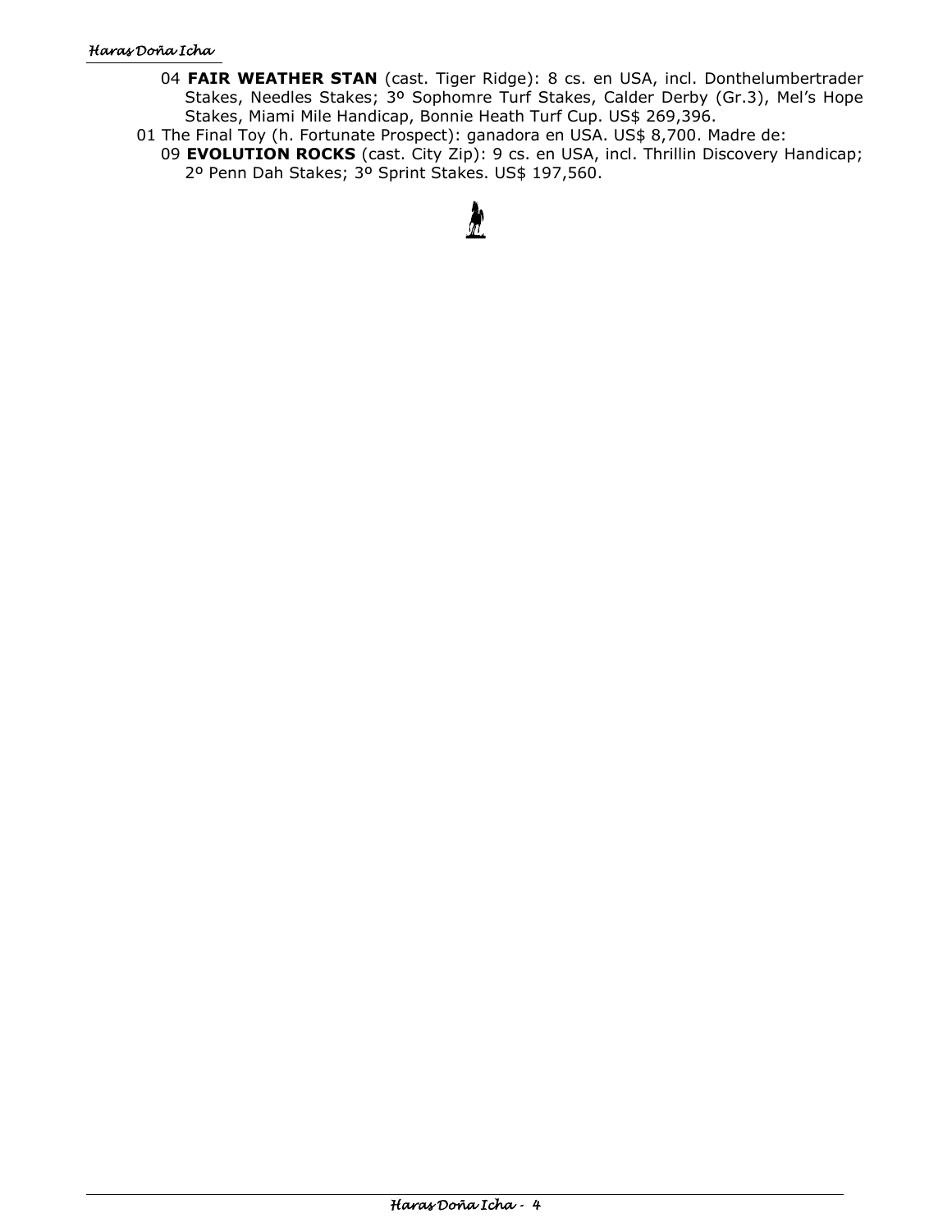04 **FAIR WEATHER STAN** (cast. Tiger Ridge): 8 cs. en USA, incl. Donthelumbertrader Stakes, Needles Stakes; 3º Sophomre Turf Stakes, Calder Derby (Gr.3), Mel's Hope Stakes, Miami Mile Handicap, Bonnie Heath Turf Cup. US$ 269,396.

01 The Final Toy (h. Fortunate Prospect): ganadora en USA. US$ 8,700. Madre de:

09 **EVOLUTION ROCKS** (cast. City Zip): 9 cs. en USA, incl. Thrillin Discovery Handicap; 2º Penn Dah Stakes; 3º Sprint Stakes. US$ 197,560.